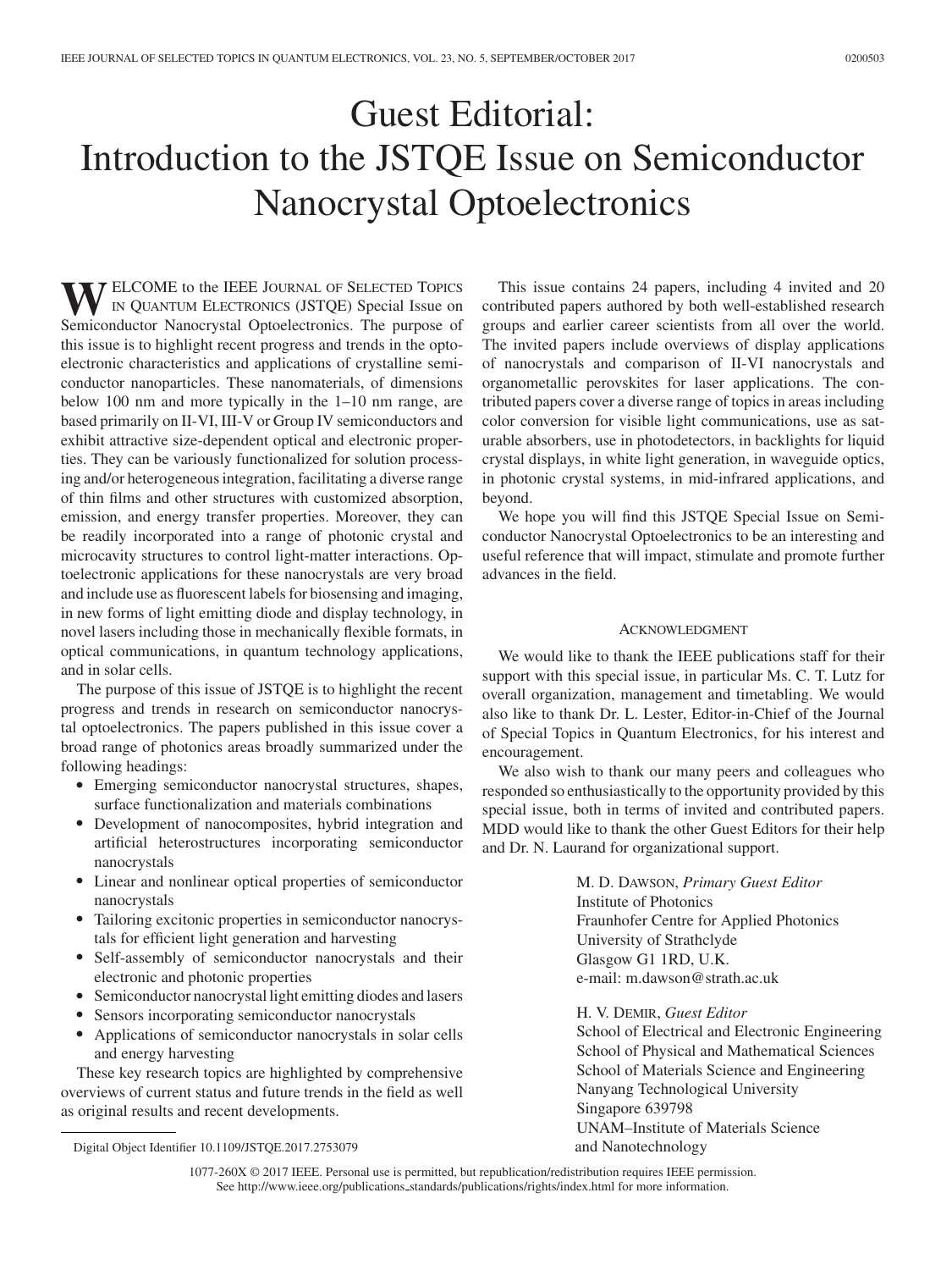# Guest Editorial: Introduction to the JSTQE Issue on Semiconductor Nanocrystal Optoelectronics

WELCOME to the IEEE JOURNAL OF SELECTED TOPICS IN QUANTUM ELECTRONICS (JSTQE) Special Issue on Semiconductor Nanocrystal Optoelectronics. The purpose of this issue is to highlight recent progress and trends in the optoelectronic characteristics and applications of crystalline semiconductor nanoparticles. These nanomaterials, of dimensions below 100 nm and more typically in the 1–10 nm range, are based primarily on II-VI, III-V or Group IV semiconductors and exhibit attractive size-dependent optical and electronic properties. They can be variously functionalized for solution processing and/or heterogeneous integration, facilitating a diverse range of thin films and other structures with customized absorption, emission, and energy transfer properties. Moreover, they can be readily incorporated into a range of photonic crystal and microcavity structures to control light-matter interactions. Optoelectronic applications for these nanocrystals are very broad and include use as fluorescent labels for biosensing and imaging, in new forms of light emitting diode and display technology, in novel lasers including those in mechanically flexible formats, in optical communications, in quantum technology applications, and in solar cells.

The purpose of this issue of JSTQE is to highlight the recent progress and trends in research on semiconductor nanocrystal optoelectronics. The papers published in this issue cover a broad range of photonics areas broadly summarized under the following headings:

- Emerging semiconductor nanocrystal structures, shapes, surface functionalization and materials combinations
- Development of nanocomposites, hybrid integration and artificial heterostructures incorporating semiconductor nanocrystals
- Linear and nonlinear optical properties of semiconductor nanocrystals
- Tailoring excitonic properties in semiconductor nanocrystals for efficient light generation and harvesting
- Self-assembly of semiconductor nanocrystals and their electronic and photonic properties
- Semiconductor nanocrystal light emitting diodes and lasers
- Sensors incorporating semiconductor nanocrystals
- Applications of semiconductor nanocrystals in solar cells and energy harvesting

These key research topics are highlighted by comprehensive overviews of current status and future trends in the field as well as original results and recent developments.

This issue contains 24 papers, including 4 invited and 20 contributed papers authored by both well-established research groups and earlier career scientists from all over the world. The invited papers include overviews of display applications of nanocrystals and comparison of II-VI nanocrystals and organometallic perovskites for laser applications. The contributed papers cover a diverse range of topics in areas including color conversion for visible light communications, use as saturable absorbers, use in photodetectors, in backlights for liquid crystal displays, in white light generation, in waveguide optics, in photonic crystal systems, in mid-infrared applications, and beyond.

We hope you will find this JSTQE Special Issue on Semiconductor Nanocrystal Optoelectronics to be an interesting and useful reference that will impact, stimulate and promote further advances in the field.

## ACKNOWLEDGMENT

We would like to thank the IEEE publications staff for their support with this special issue, in particular Ms. C. T. Lutz for overall organization, management and timetabling. We would also like to thank Dr. L. Lester, Editor-in-Chief of the Journal of Special Topics in Quantum Electronics, for his interest and encouragement.

We also wish to thank our many peers and colleagues who responded so enthusiastically to the opportunity provided by this special issue, both in terms of invited and contributed papers. MDD would like to thank the other Guest Editors for their help and Dr. N. Laurand for organizational support.

M. D. DAWSON, *Primary Guest Editor*
Institute of Photonics
Fraunhofer Centre for Applied Photonics
University of Strathclyde
Glasgow G1 1RD, U.K.
e-mail: m.dawson@strath.ac.uk

H. V. DEMIR, *Guest Editor*
School of Electrical and Electronic Engineering
School of Physical and Mathematical Sciences
School of Materials Science and Engineering
Nanyang Technological University
Singapore 639798
UNAM–Institute of Materials Science
and Nanotechnology

Digital Object Identifier 10.1109/JSTQE.2017.2753079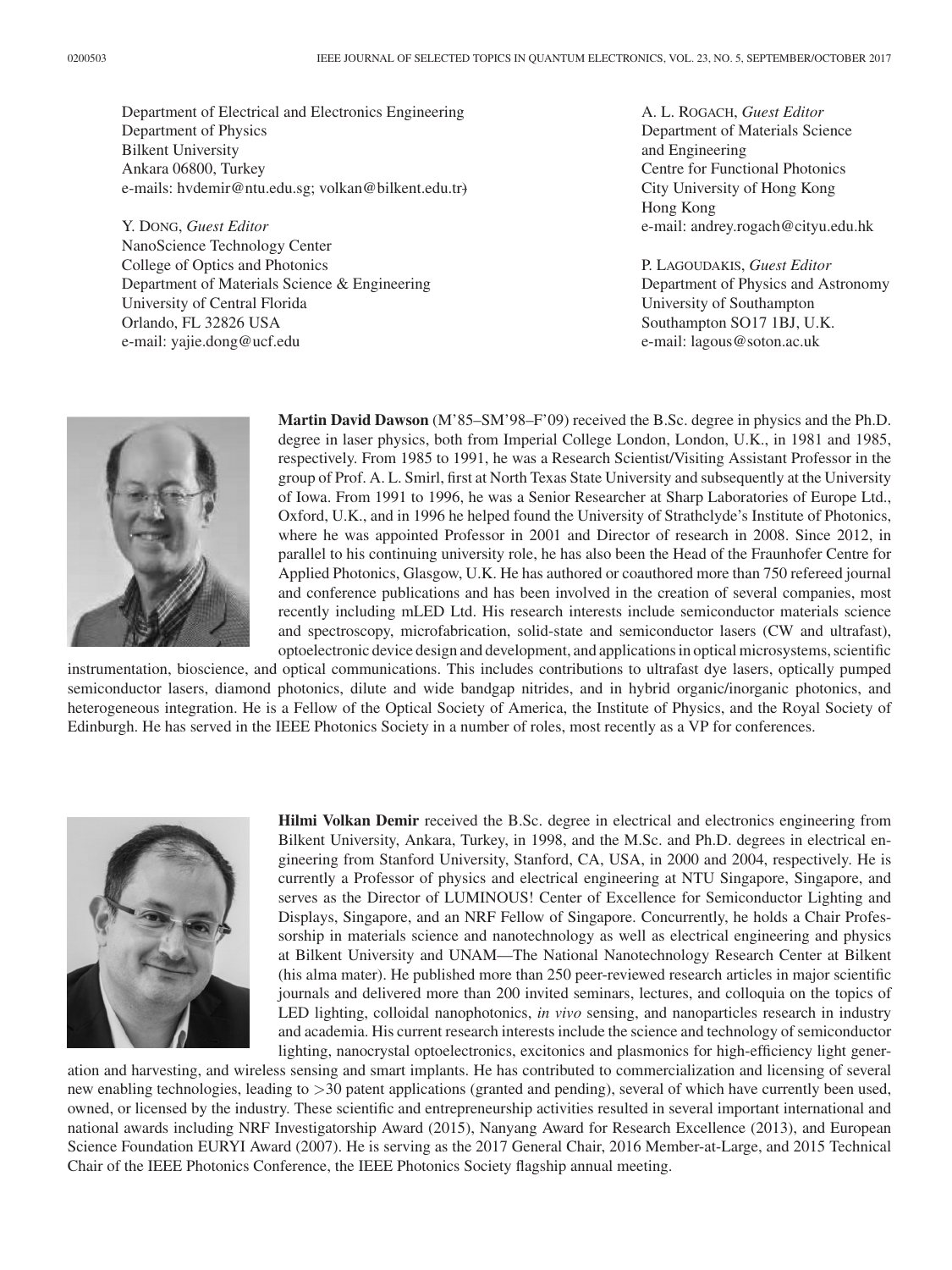Department of Electrical and Electronics Engineering
Department of Physics
Bilkent University
Ankara 06800, Turkey
e-mails: hvdemir@ntu.edu.sg; volkan@bilkent.edu.tr)

Y. DONG, *Guest Editor*
NanoScience Technology Center
College of Optics and Photonics
Department of Materials Science & Engineering
University of Central Florida
Orlando, FL 32826 USA
e-mail: yajie.dong@ucf.edu

A. L. ROGACH, *Guest Editor*
Department of Materials Science
and Engineering
Centre for Functional Photonics
City University of Hong Kong
Hong Kong
e-mail: andrey.rogach@cityu.edu.hk

P. LAGOUDAKIS, *Guest Editor*
Department of Physics and Astronomy
University of Southampton
Southampton SO17 1BJ, U.K.
e-mail: lagous@soton.ac.uk

**Martin David Dawson** (M'85–SM'98–F'09) received the B.Sc. degree in physics and the Ph.D. degree in laser physics, both from Imperial College London, London, U.K., in 1981 and 1985, respectively. From 1985 to 1991, he was a Research Scientist/Visiting Assistant Professor in the group of Prof. A. L. Smirl, first at North Texas State University and subsequently at the University of Iowa. From 1991 to 1996, he was a Senior Researcher at Sharp Laboratories of Europe Ltd., Oxford, U.K., and in 1996 he helped found the University of Strathclyde's Institute of Photonics, where he was appointed Professor in 2001 and Director of research in 2008. Since 2012, in parallel to his continuing university role, he has also been the Head of the Fraunhofer Centre for Applied Photonics, Glasgow, U.K. He has authored or coauthored more than 750 refereed journal and conference publications and has been involved in the creation of several companies, most recently including mLED Ltd. His research interests include semiconductor materials science and spectroscopy, microfabrication, solid-state and semiconductor lasers (CW and ultrafast), optoelectronic device design and development, and applications in optical microsystems, scientific instrumentation, bioscience, and optical communications. This includes contributions to ultrafast dye lasers, optically pumped semiconductor lasers, diamond photonics, dilute and wide bandgap nitrides, and in hybrid organic/inorganic photonics, and heterogeneous integration. He is a Fellow of the Optical Society of America, the Institute of Physics, and the Royal Society of Edinburgh. He has served in the IEEE Photonics Society in a number of roles, most recently as a VP for conferences.

**Hilmi Volkan Demir** received the B.Sc. degree in electrical and electronics engineering from Bilkent University, Ankara, Turkey, in 1998, and the M.Sc. and Ph.D. degrees in electrical engineering from Stanford University, Stanford, CA, USA, in 2000 and 2004, respectively. He is currently a Professor of physics and electrical engineering at NTU Singapore, Singapore, and serves as the Director of LUMINOUS! Center of Excellence for Semiconductor Lighting and Displays, Singapore, and an NRF Fellow of Singapore. Concurrently, he holds a Chair Professorship in materials science and nanotechnology as well as electrical engineering and physics at Bilkent University and UNAM—The National Nanotechnology Research Center at Bilkent (his alma mater). He published more than 250 peer-reviewed research articles in major scientific journals and delivered more than 200 invited seminars, lectures, and colloquia on the topics of LED lighting, colloidal nanophotonics, *in vivo* sensing, and nanoparticles research in industry and academia. His current research interests include the science and technology of semiconductor lighting, nanocrystal optoelectronics, excitonics and plasmonics for high-efficiency light generation and harvesting, and wireless sensing and smart implants. He has contributed to commercialization and licensing of several new enabling technologies, leading to >30 patent applications (granted and pending), several of which have currently been used, owned, or licensed by the industry. These scientific and entrepreneurship activities resulted in several important international and national awards including NRF Investigatorship Award (2015), Nanyang Award for Research Excellence (2013), and European Science Foundation EURYI Award (2007). He is serving as the 2017 General Chair, 2016 Member-at-Large, and 2015 Technical Chair of the IEEE Photonics Conference, the IEEE Photonics Society flagship annual meeting.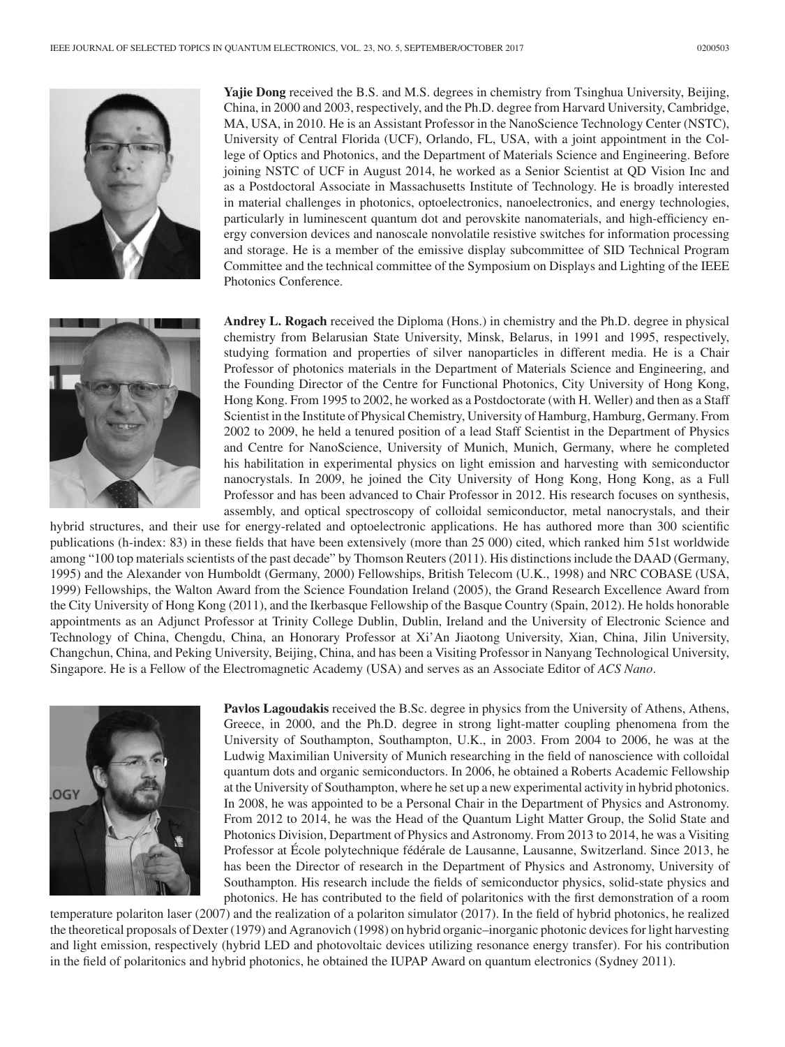**Yajie Dong** received the B.S. and M.S. degrees in chemistry from Tsinghua University, Beijing, China, in 2000 and 2003, respectively, and the Ph.D. degree from Harvard University, Cambridge, MA, USA, in 2010. He is an Assistant Professor in the NanoScience Technology Center (NSTC), University of Central Florida (UCF), Orlando, FL, USA, with a joint appointment in the College of Optics and Photonics, and the Department of Materials Science and Engineering. Before joining NSTC of UCF in August 2014, he worked as a Senior Scientist at QD Vision Inc and as a Postdoctoral Associate in Massachusetts Institute of Technology. He is broadly interested in material challenges in photonics, optoelectronics, nanoelectronics, and energy technologies, particularly in luminescent quantum dot and perovskite nanomaterials, and high-efficiency energy conversion devices and nanoscale nonvolatile resistive switches for information processing and storage. He is a member of the emissive display subcommittee of SID Technical Program Committee and the technical committee of the Symposium on Displays and Lighting of the IEEE Photonics Conference.

**Andrey L. Rogach** received the Diploma (Hons.) in chemistry and the Ph.D. degree in physical chemistry from Belarusian State University, Minsk, Belarus, in 1991 and 1995, respectively, studying formation and properties of silver nanoparticles in different media. He is a Chair Professor of photonics materials in the Department of Materials Science and Engineering, and the Founding Director of the Centre for Functional Photonics, City University of Hong Kong, Hong Kong. From 1995 to 2002, he worked as a Postdoctorate (with H. Weller) and then as a Staff Scientist in the Institute of Physical Chemistry, University of Hamburg, Hamburg, Germany. From 2002 to 2009, he held a tenured position of a lead Staff Scientist in the Department of Physics and Centre for NanoScience, University of Munich, Munich, Germany, where he completed his habilitation in experimental physics on light emission and harvesting with semiconductor nanocrystals. In 2009, he joined the City University of Hong Kong, Hong Kong, as a Full Professor and has been advanced to Chair Professor in 2012. His research focuses on synthesis, assembly, and optical spectroscopy of colloidal semiconductor, metal nanocrystals, and their hybrid structures, and their use for energy-related and optoelectronic applications. He has authored more than 300 scientific publications (h-index: 83) in these fields that have been extensively (more than 25 000) cited, which ranked him 51st worldwide among "100 top materials scientists of the past decade" by Thomson Reuters (2011). His distinctions include the DAAD (Germany, 1995) and the Alexander von Humboldt (Germany, 2000) Fellowships, British Telecom (U.K., 1998) and NRC COBASE (USA, 1999) Fellowships, the Walton Award from the Science Foundation Ireland (2005), the Grand Research Excellence Award from the City University of Hong Kong (2011), and the Ikerbasque Fellowship of the Basque Country (Spain, 2012). He holds honorable appointments as an Adjunct Professor at Trinity College Dublin, Dublin, Ireland and the University of Electronic Science and Technology of China, Chengdu, China, an Honorary Professor at Xi'An Jiaotong University, Xian, China, Jilin University, Changchun, China, and Peking University, Beijing, China, and has been a Visiting Professor in Nanyang Technological University, Singapore. He is a Fellow of the Electromagnetic Academy (USA) and serves as an Associate Editor of *ACS Nano*.

**Pavlos Lagoudakis** received the B.Sc. degree in physics from the University of Athens, Athens, Greece, in 2000, and the Ph.D. degree in strong light-matter coupling phenomena from the University of Southampton, Southampton, U.K., in 2003. From 2004 to 2006, he was at the Ludwig Maximilian University of Munich researching in the field of nanoscience with colloidal quantum dots and organic semiconductors. In 2006, he obtained a Roberts Academic Fellowship at the University of Southampton, where he set up a new experimental activity in hybrid photonics. In 2008, he was appointed to be a Personal Chair in the Department of Physics and Astronomy. From 2012 to 2014, he was the Head of the Quantum Light Matter Group, the Solid State and Photonics Division, Department of Physics and Astronomy. From 2013 to 2014, he was a Visiting Professor at École polytechnique fédérale de Lausanne, Lausanne, Switzerland. Since 2013, he has been the Director of research in the Department of Physics and Astronomy, University of Southampton. His research include the fields of semiconductor physics, solid-state physics and photonics. He has contributed to the field of polaritonics with the first demonstration of a room temperature polariton laser (2007) and the realization of a polariton simulator (2017). In the field of hybrid photonics, he realized the theoretical proposals of Dexter (1979) and Agranovich (1998) on hybrid organic–inorganic photonic devices for light harvesting and light emission, respectively (hybrid LED and photovoltaic devices utilizing resonance energy transfer). For his contribution in the field of polaritonics and hybrid photonics, he obtained the IUPAP Award on quantum electronics (Sydney 2011).